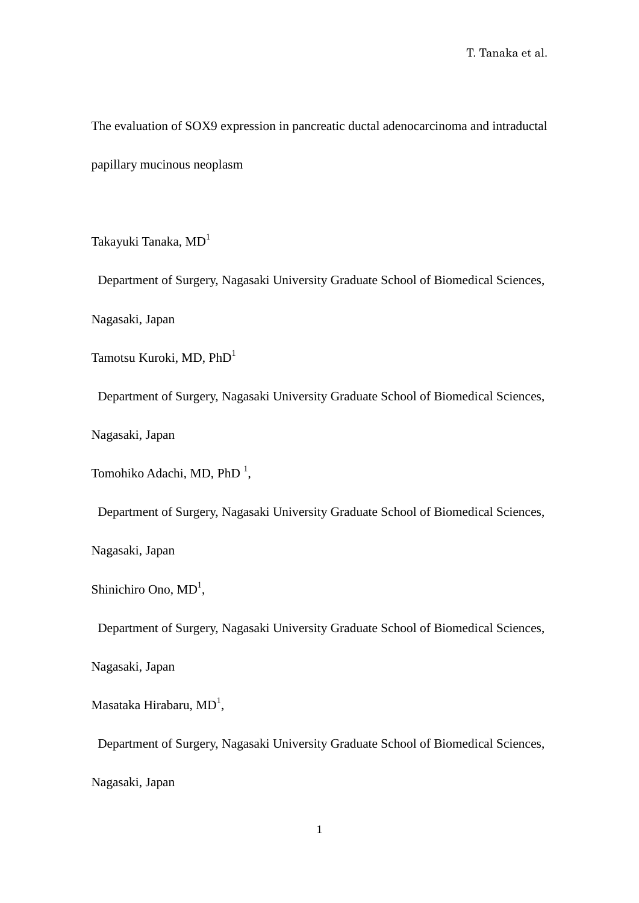# The evaluation of SOX9 expression in pancreatic ductal adenocarcinoma and intraductal papillary mucinous neoplasm

Takayuki Tanaka, MD[1]

Department of Surgery, Nagasaki University Graduate School of Biomedical Sciences, Nagasaki, Japan

Tamotsu Kuroki, MD, PhD[1]

Department of Surgery, Nagasaki University Graduate School of Biomedical Sciences, Nagasaki, Japan

Tomohiko Adachi, MD, PhD [1],

Department of Surgery, Nagasaki University Graduate School of Biomedical Sciences, Nagasaki, Japan

Shinichiro Ono, MD[1],

Department of Surgery, Nagasaki University Graduate School of Biomedical Sciences, Nagasaki, Japan

Masataka Hirabaru, MD[1],

Department of Surgery, Nagasaki University Graduate School of Biomedical Sciences, Nagasaki, Japan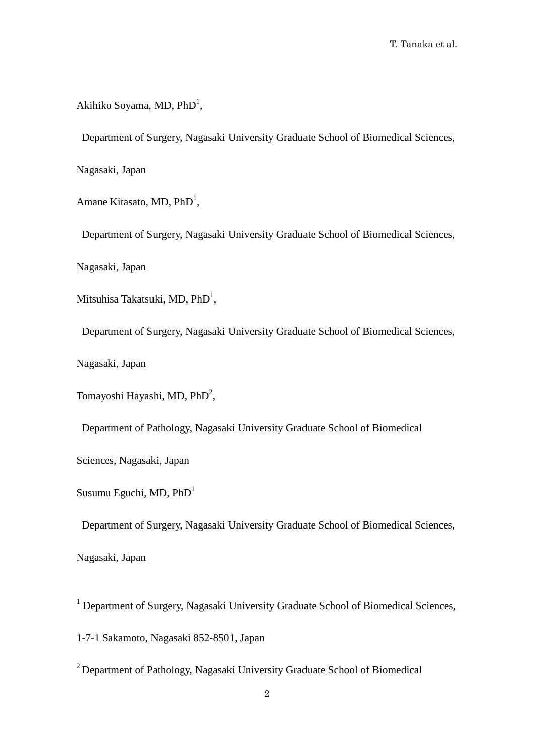Akihiko Soyama, MD, PhD[1],

Department of Surgery, Nagasaki University Graduate School of Biomedical Sciences, Nagasaki, Japan

Amane Kitasato, MD, PhD[1],

Department of Surgery, Nagasaki University Graduate School of Biomedical Sciences, Nagasaki, Japan

Mitsuhisa Takatsuki, MD, PhD[1],

Department of Surgery, Nagasaki University Graduate School of Biomedical Sciences, Nagasaki, Japan

Tomayoshi Hayashi, MD, PhD[2],

Department of Pathology, Nagasaki University Graduate School of Biomedical Sciences, Nagasaki, Japan

Susumu Eguchi, MD, PhD[1]

Department of Surgery, Nagasaki University Graduate School of Biomedical Sciences, Nagasaki, Japan

[1] Department of Surgery, Nagasaki University Graduate School of Biomedical Sciences, 1-7-1 Sakamoto, Nagasaki 852-8501, Japan

[2] Department of Pathology, Nagasaki University Graduate School of Biomedical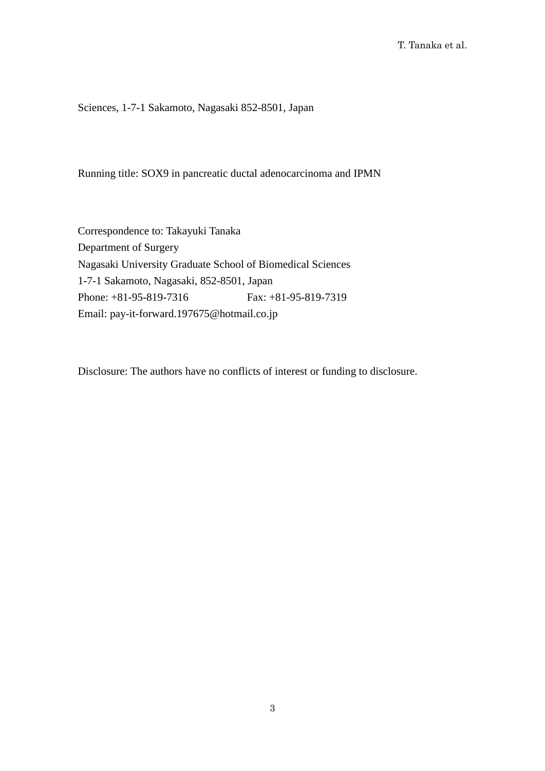Sciences, 1-7-1 Sakamoto, Nagasaki 852-8501, Japan

Running title: SOX9 in pancreatic ductal adenocarcinoma and IPMN

Correspondence to: Takayuki Tanaka  
Department of Surgery  
Nagasaki University Graduate School of Biomedical Sciences  
1-7-1 Sakamoto, Nagasaki, 852-8501, Japan  
Phone: +81-95-819-7316    Fax: +81-95-819-7319  
Email: pay-it-forward.197675@hotmail.co.jp

Disclosure: The authors have no conflicts of interest or funding to disclosure.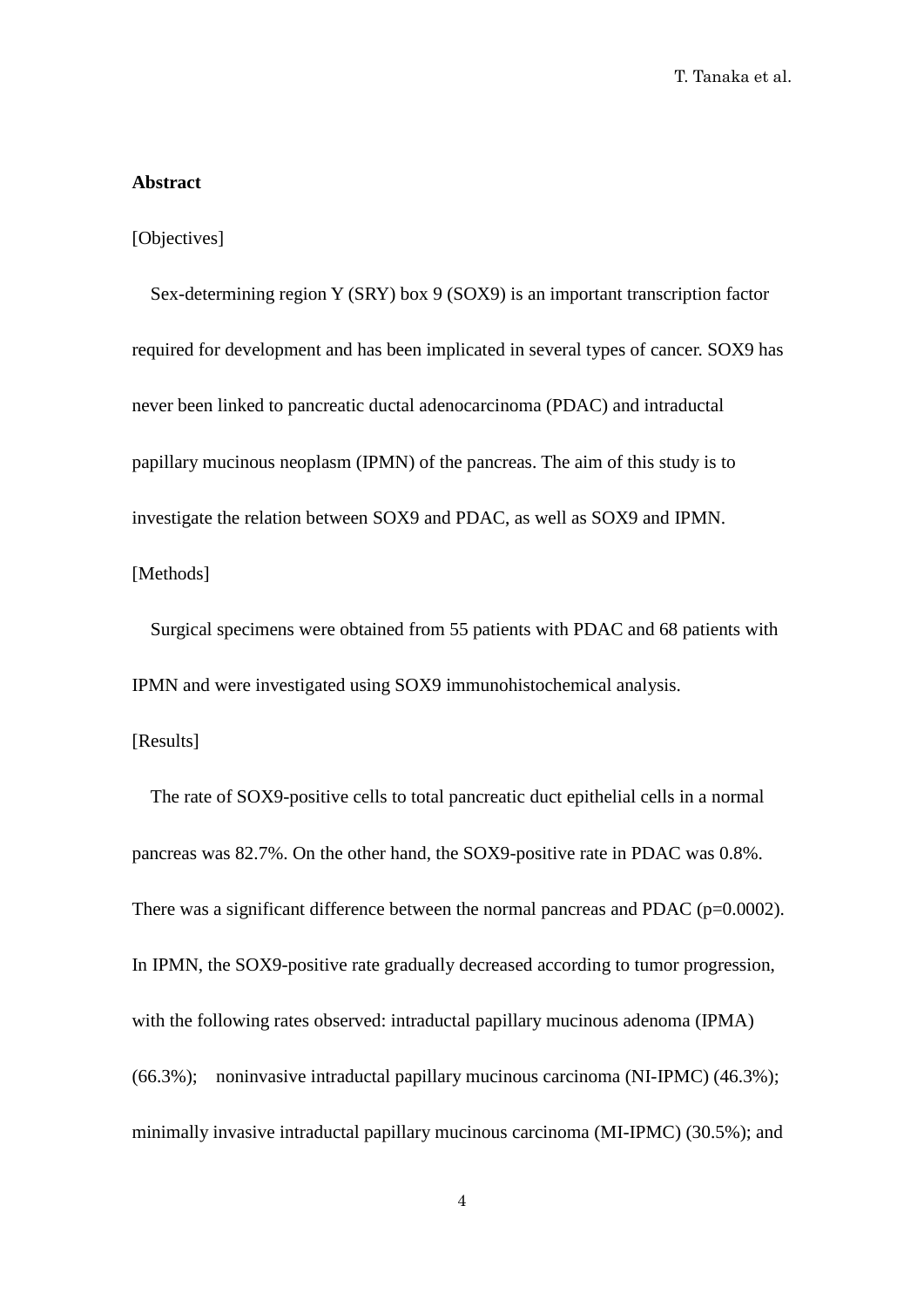## Abstract

[Objectives]

Sex-determining region Y (SRY) box 9 (SOX9) is an important transcription factor required for development and has been implicated in several types of cancer. SOX9 has never been linked to pancreatic ductal adenocarcinoma (PDAC) and intraductal papillary mucinous neoplasm (IPMN) of the pancreas. The aim of this study is to investigate the relation between SOX9 and PDAC, as well as SOX9 and IPMN.

[Methods]

Surgical specimens were obtained from 55 patients with PDAC and 68 patients with IPMN and were investigated using SOX9 immunohistochemical analysis.

[Results]

The rate of SOX9-positive cells to total pancreatic duct epithelial cells in a normal pancreas was 82.7%. On the other hand, the SOX9-positive rate in PDAC was 0.8%. There was a significant difference between the normal pancreas and PDAC (p=0.0002). In IPMN, the SOX9-positive rate gradually decreased according to tumor progression, with the following rates observed: intraductal papillary mucinous adenoma (IPMA) (66.3%); noninvasive intraductal papillary mucinous carcinoma (NI-IPMC) (46.3%); minimally invasive intraductal papillary mucinous carcinoma (MI-IPMC) (30.5%); and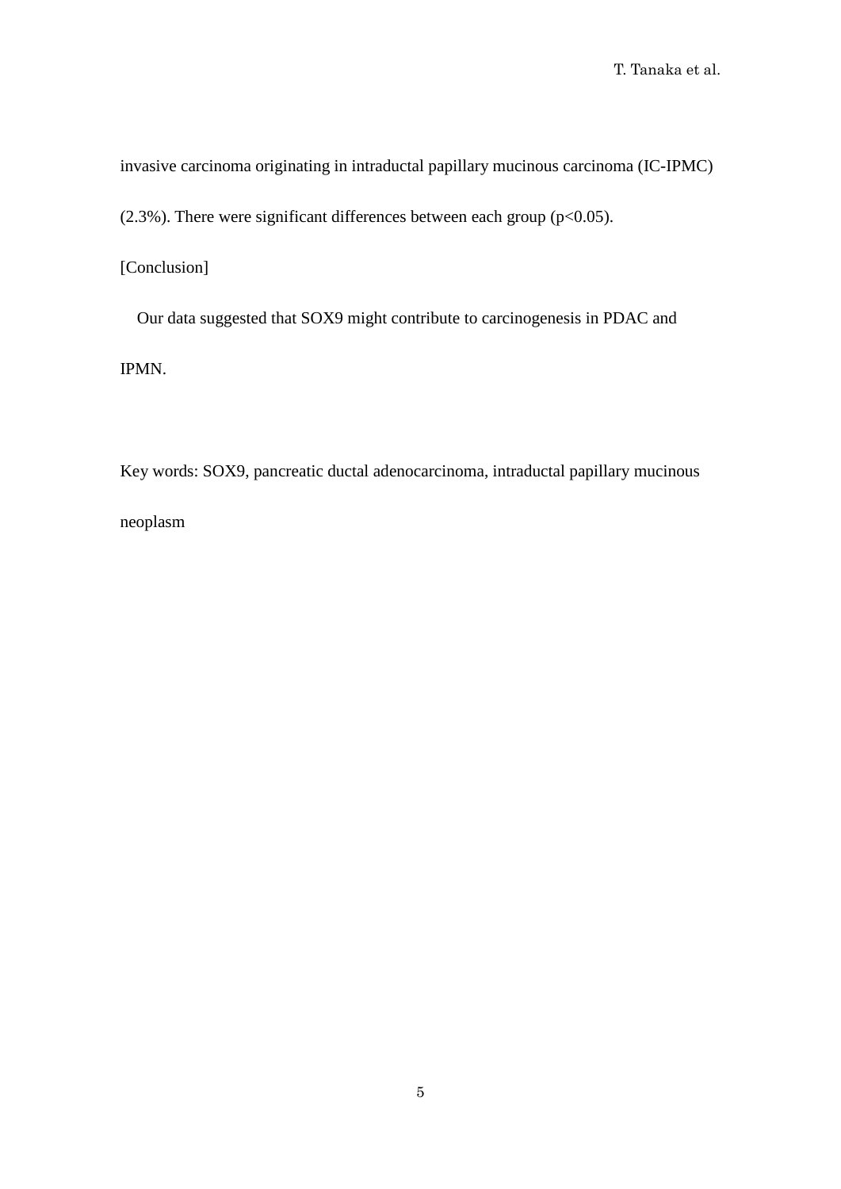invasive carcinoma originating in intraductal papillary mucinous carcinoma (IC-IPMC) (2.3%). There were significant differences between each group ($p<0.05$).

[Conclusion]

Our data suggested that SOX9 might contribute to carcinogenesis in PDAC and IPMN.

Key words: SOX9, pancreatic ductal adenocarcinoma, intraductal papillary mucinous neoplasm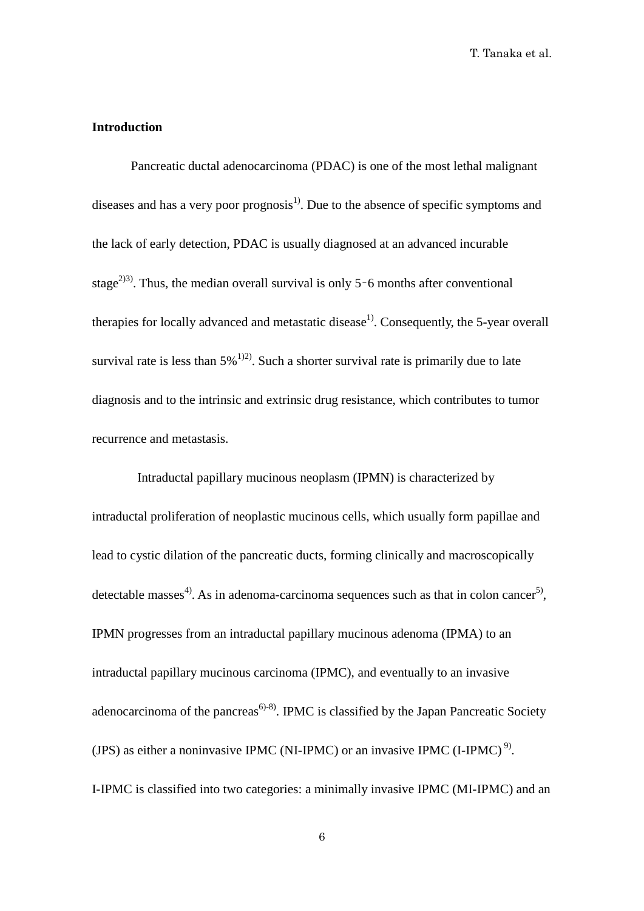## Introduction

Pancreatic ductal adenocarcinoma (PDAC) is one of the most lethal malignant diseases and has a very poor prognosis[1]. Due to the absence of specific symptoms and the lack of early detection, PDAC is usually diagnosed at an advanced incurable stage[2][3]. Thus, the median overall survival is only 5–6 months after conventional therapies for locally advanced and metastatic disease[1]. Consequently, the 5-year overall survival rate is less than 5%[1][2]. Such a shorter survival rate is primarily due to late diagnosis and to the intrinsic and extrinsic drug resistance, which contributes to tumor recurrence and metastasis.

Intraductal papillary mucinous neoplasm (IPMN) is characterized by intraductal proliferation of neoplastic mucinous cells, which usually form papillae and lead to cystic dilation of the pancreatic ducts, forming clinically and macroscopically detectable masses[4]. As in adenoma-carcinoma sequences such as that in colon cancer[5], IPMN progresses from an intraductal papillary mucinous adenoma (IPMA) to an intraductal papillary mucinous carcinoma (IPMC), and eventually to an invasive adenocarcinoma of the pancreas[6)-8]. IPMC is classified by the Japan Pancreatic Society (JPS) as either a noninvasive IPMC (NI-IPMC) or an invasive IPMC (I-IPMC)[9]. I-IPMC is classified into two categories: a minimally invasive IPMC (MI-IPMC) and an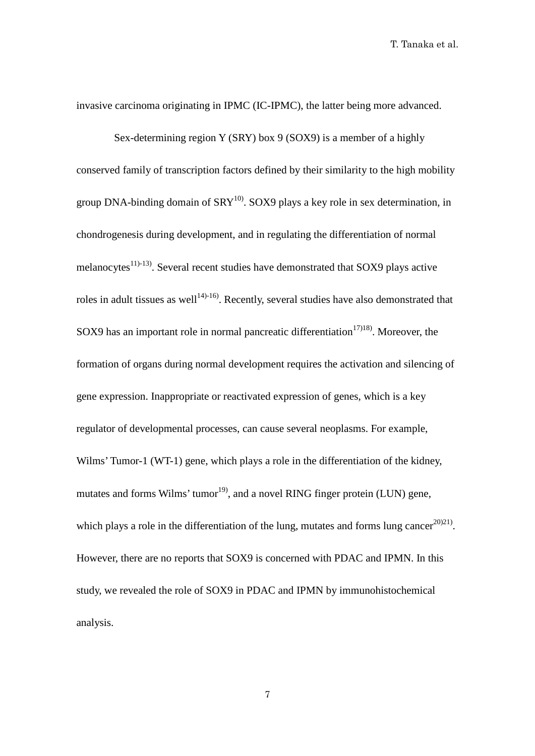invasive carcinoma originating in IPMC (IC-IPMC), the latter being more advanced.

Sex-determining region Y (SRY) box 9 (SOX9) is a member of a highly conserved family of transcription factors defined by their similarity to the high mobility group DNA-binding domain of SRY[10)]. SOX9 plays a key role in sex determination, in chondrogenesis during development, and in regulating the differentiation of normal melanocytes[11)-13)]. Several recent studies have demonstrated that SOX9 plays active roles in adult tissues as well[14)-16)]. Recently, several studies have also demonstrated that SOX9 has an important role in normal pancreatic differentiation[17)18)]. Moreover, the formation of organs during normal development requires the activation and silencing of gene expression. Inappropriate or reactivated expression of genes, which is a key regulator of developmental processes, can cause several neoplasms. For example, Wilms' Tumor-1 (WT-1) gene, which plays a role in the differentiation of the kidney, mutates and forms Wilms' tumor[19)], and a novel RING finger protein (LUN) gene, which plays a role in the differentiation of the lung, mutates and forms lung cancer[20)21)]. However, there are no reports that SOX9 is concerned with PDAC and IPMN. In this study, we revealed the role of SOX9 in PDAC and IPMN by immunohistochemical analysis.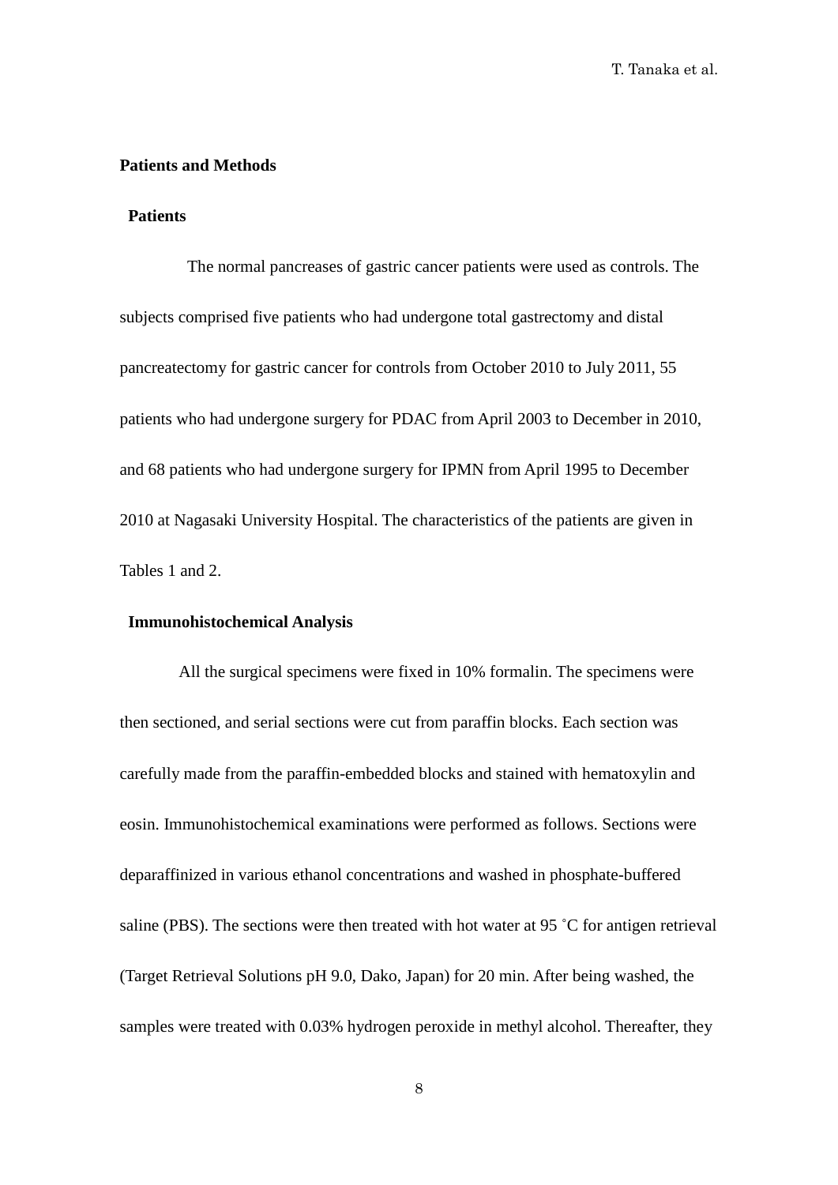## Patients and Methods

### Patients

The normal pancreases of gastric cancer patients were used as controls. The subjects comprised five patients who had undergone total gastrectomy and distal pancreatectomy for gastric cancer for controls from October 2010 to July 2011, 55 patients who had undergone surgery for PDAC from April 2003 to December in 2010, and 68 patients who had undergone surgery for IPMN from April 1995 to December 2010 at Nagasaki University Hospital. The characteristics of the patients are given in Tables 1 and 2.

### Immunohistochemical Analysis

All the surgical specimens were fixed in 10% formalin. The specimens were then sectioned, and serial sections were cut from paraffin blocks. Each section was carefully made from the paraffin-embedded blocks and stained with hematoxylin and eosin. Immunohistochemical examinations were performed as follows. Sections were deparaffinized in various ethanol concentrations and washed in phosphate-buffered saline (PBS). The sections were then treated with hot water at 95 ˚C for antigen retrieval (Target Retrieval Solutions pH 9.0, Dako, Japan) for 20 min. After being washed, the samples were treated with 0.03% hydrogen peroxide in methyl alcohol. Thereafter, they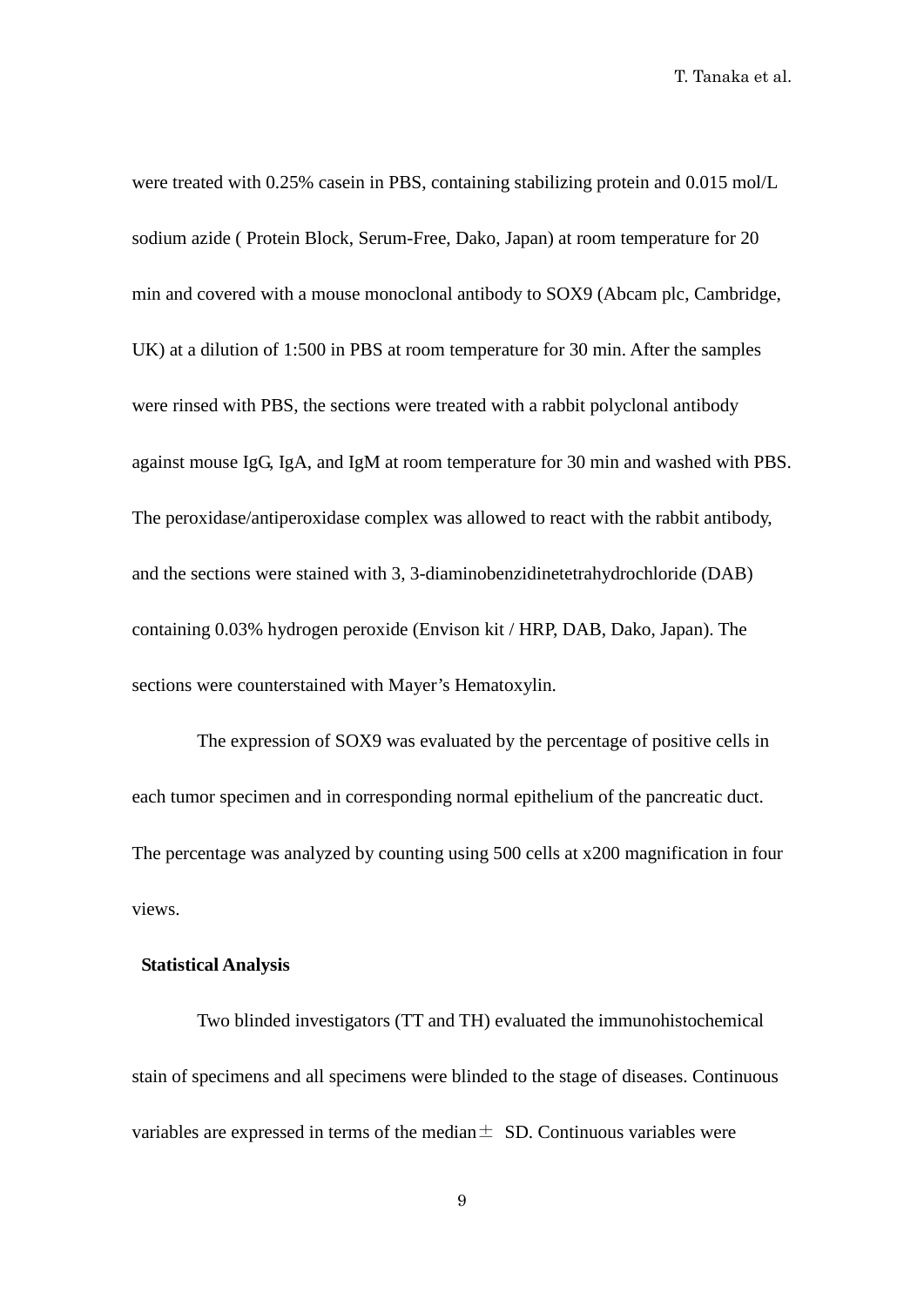were treated with 0.25% casein in PBS, containing stabilizing protein and 0.015 mol/L sodium azide ( Protein Block, Serum-Free, Dako, Japan) at room temperature for 20 min and covered with a mouse monoclonal antibody to SOX9 (Abcam plc, Cambridge, UK) at a dilution of 1:500 in PBS at room temperature for 30 min. After the samples were rinsed with PBS, the sections were treated with a rabbit polyclonal antibody against mouse IgG, IgA, and IgM at room temperature for 30 min and washed with PBS. The peroxidase/antiperoxidase complex was allowed to react with the rabbit antibody, and the sections were stained with 3, 3-diaminobenzidinetetrahydrochloride (DAB) containing 0.03% hydrogen peroxide (Envison kit / HRP, DAB, Dako, Japan). The sections were counterstained with Mayer's Hematoxylin.

The expression of SOX9 was evaluated by the percentage of positive cells in each tumor specimen and in corresponding normal epithelium of the pancreatic duct. The percentage was analyzed by counting using 500 cells at x200 magnification in four views.

**Statistical Analysis**

Two blinded investigators (TT and TH) evaluated the immunohistochemical stain of specimens and all specimens were blinded to the stage of diseases. Continuous variables are expressed in terms of the median ± SD. Continuous variables were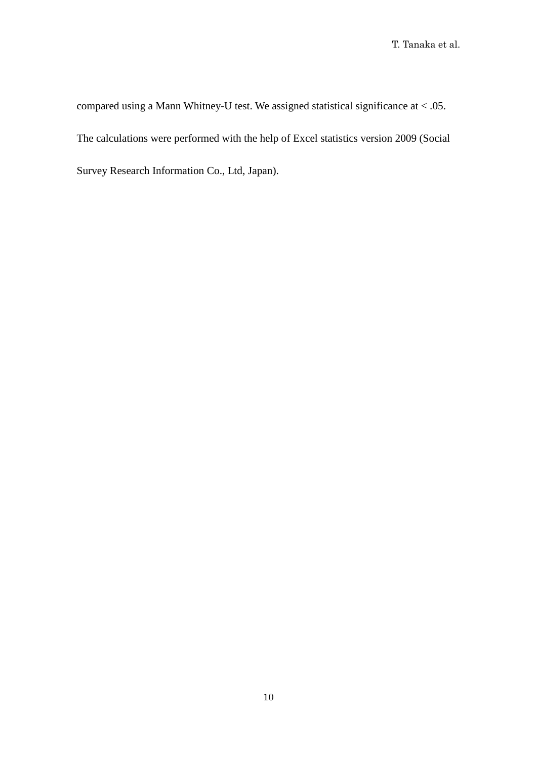compared using a Mann Whitney-U test. We assigned statistical significance at < .05. The calculations were performed with the help of Excel statistics version 2009 (Social Survey Research Information Co., Ltd, Japan).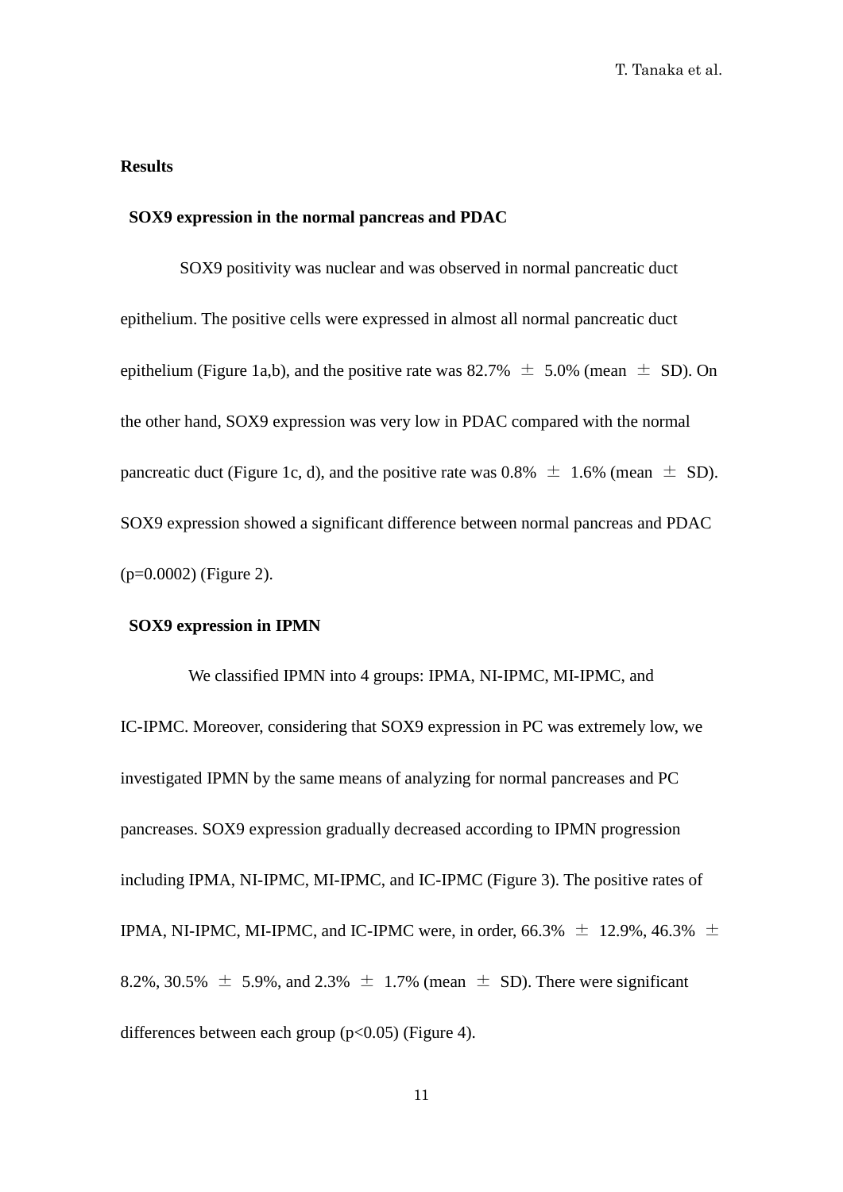## Results

### SOX9 expression in the normal pancreas and PDAC

SOX9 positivity was nuclear and was observed in normal pancreatic duct epithelium. The positive cells were expressed in almost all normal pancreatic duct epithelium (Figure 1a,b), and the positive rate was 82.7% ± 5.0% (mean ± SD). On the other hand, SOX9 expression was very low in PDAC compared with the normal pancreatic duct (Figure 1c, d), and the positive rate was 0.8% ± 1.6% (mean ± SD). SOX9 expression showed a significant difference between normal pancreas and PDAC ($p$=0.0002) (Figure 2).

### SOX9 expression in IPMN

We classified IPMN into 4 groups: IPMA, NI-IPMC, MI-IPMC, and IC-IPMC. Moreover, considering that SOX9 expression in PC was extremely low, we investigated IPMN by the same means of analyzing for normal pancreases and PC pancreases. SOX9 expression gradually decreased according to IPMN progression including IPMA, NI-IPMC, MI-IPMC, and IC-IPMC (Figure 3). The positive rates of IPMA, NI-IPMC, MI-IPMC, and IC-IPMC were, in order, 66.3% ± 12.9%, 46.3% ± 8.2%, 30.5% ± 5.9%, and 2.3% ± 1.7% (mean ± SD). There were significant differences between each group ($p<0.05$) (Figure 4).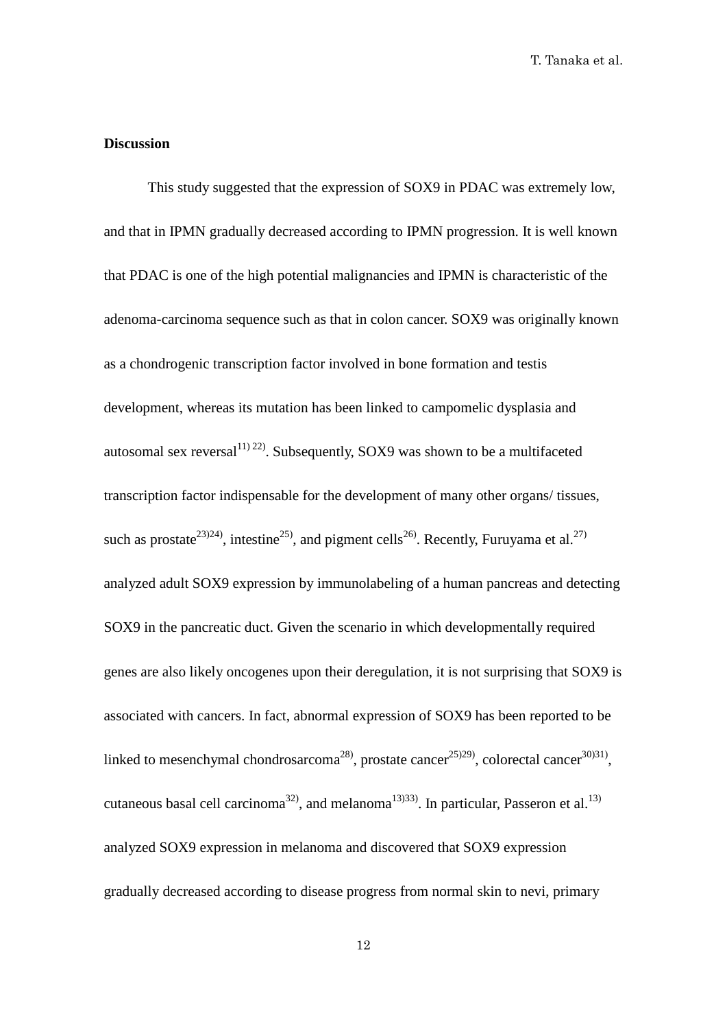## Discussion

This study suggested that the expression of SOX9 in PDAC was extremely low, and that in IPMN gradually decreased according to IPMN progression. It is well known that PDAC is one of the high potential malignancies and IPMN is characteristic of the adenoma-carcinoma sequence such as that in colon cancer. SOX9 was originally known as a chondrogenic transcription factor involved in bone formation and testis development, whereas its mutation has been linked to campomelic dysplasia and autosomal sex reversal[11) 22)]. Subsequently, SOX9 was shown to be a multifaceted transcription factor indispensable for the development of many other organs/ tissues, such as prostate[23)24)], intestine[25)], and pigment cells[26)]. Recently, Furuyama et al.[27)] analyzed adult SOX9 expression by immunolabeling of a human pancreas and detecting SOX9 in the pancreatic duct. Given the scenario in which developmentally required genes are also likely oncogenes upon their deregulation, it is not surprising that SOX9 is associated with cancers. In fact, abnormal expression of SOX9 has been reported to be linked to mesenchymal chondrosarcoma[28)], prostate cancer[25)29)], colorectal cancer[30)31)], cutaneous basal cell carcinoma[32)], and melanoma[13)33)]. In particular, Passeron et al.[13)] analyzed SOX9 expression in melanoma and discovered that SOX9 expression gradually decreased according to disease progress from normal skin to nevi, primary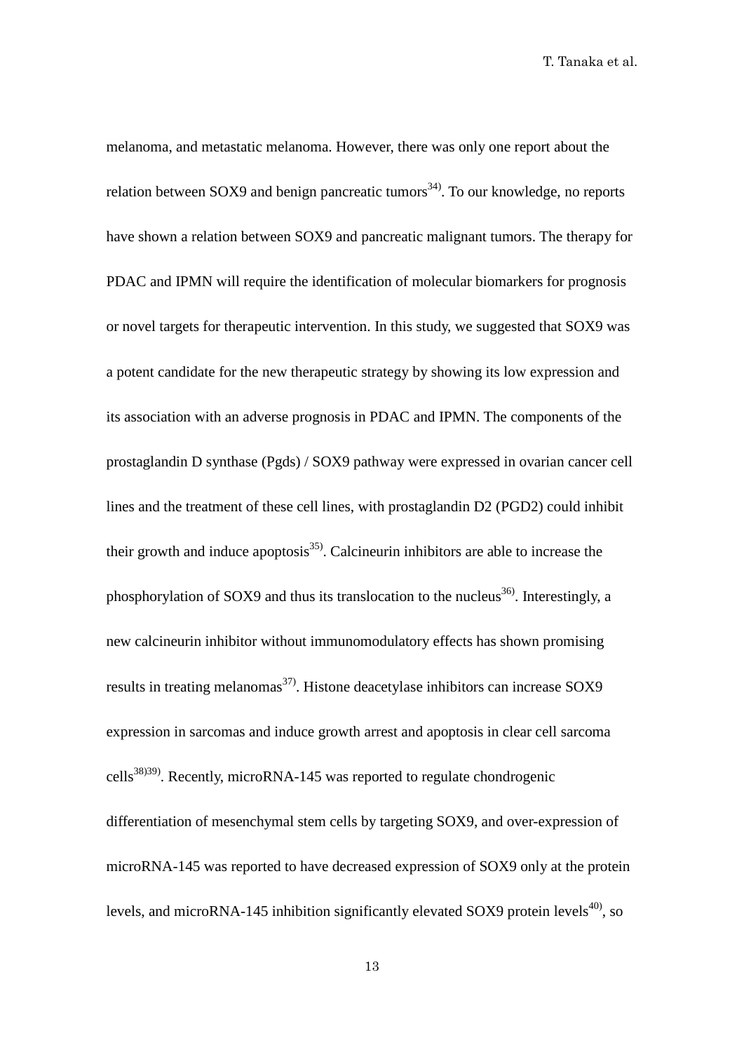melanoma, and metastatic melanoma. However, there was only one report about the relation between SOX9 and benign pancreatic tumors[34]. To our knowledge, no reports have shown a relation between SOX9 and pancreatic malignant tumors. The therapy for PDAC and IPMN will require the identification of molecular biomarkers for prognosis or novel targets for therapeutic intervention. In this study, we suggested that SOX9 was a potent candidate for the new therapeutic strategy by showing its low expression and its association with an adverse prognosis in PDAC and IPMN. The components of the prostaglandin D synthase (Pgds) / SOX9 pathway were expressed in ovarian cancer cell lines and the treatment of these cell lines, with prostaglandin D2 (PGD2) could inhibit their growth and induce apoptosis[35]. Calcineurin inhibitors are able to increase the phosphorylation of SOX9 and thus its translocation to the nucleus[36]. Interestingly, a new calcineurin inhibitor without immunomodulatory effects has shown promising results in treating melanomas[37]. Histone deacetylase inhibitors can increase SOX9 expression in sarcomas and induce growth arrest and apoptosis in clear cell sarcoma cells[38][39]. Recently, microRNA-145 was reported to regulate chondrogenic differentiation of mesenchymal stem cells by targeting SOX9, and over-expression of microRNA-145 was reported to have decreased expression of SOX9 only at the protein levels, and microRNA-145 inhibition significantly elevated SOX9 protein levels[40], so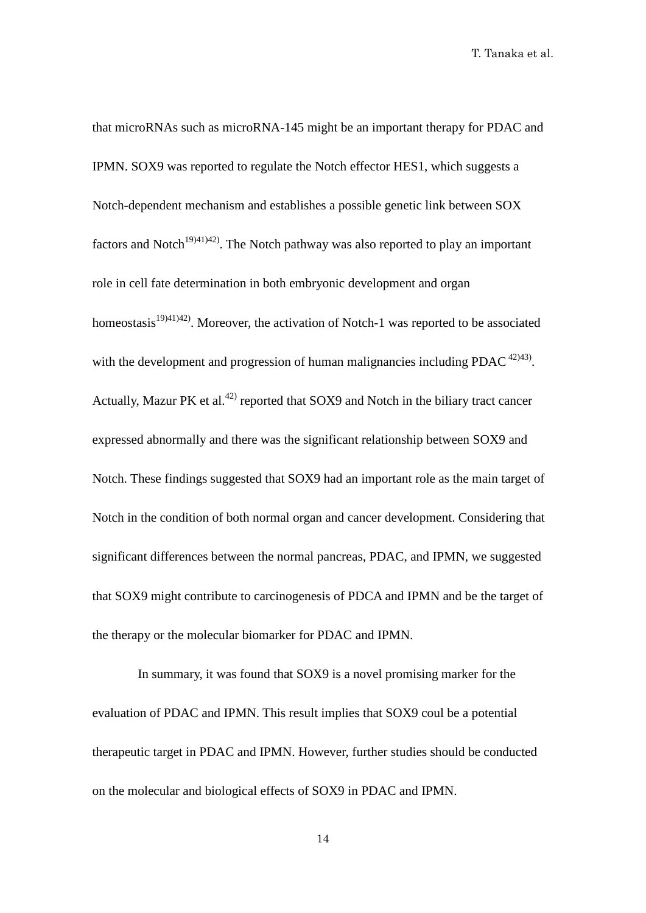that microRNAs such as microRNA-145 might be an important therapy for PDAC and IPMN. SOX9 was reported to regulate the Notch effector HES1, which suggests a Notch-dependent mechanism and establishes a possible genetic link between SOX factors and Notch[19)41)42)]. The Notch pathway was also reported to play an important role in cell fate determination in both embryonic development and organ homeostasis[19)41)42)]. Moreover, the activation of Notch-1 was reported to be associated with the development and progression of human malignancies including PDAC [42)43)]. Actually, Mazur PK et al.[42)] reported that SOX9 and Notch in the biliary tract cancer expressed abnormally and there was the significant relationship between SOX9 and Notch. These findings suggested that SOX9 had an important role as the main target of Notch in the condition of both normal organ and cancer development. Considering that significant differences between the normal pancreas, PDAC, and IPMN, we suggested that SOX9 might contribute to carcinogenesis of PDCA and IPMN and be the target of the therapy or the molecular biomarker for PDAC and IPMN.

In summary, it was found that SOX9 is a novel promising marker for the evaluation of PDAC and IPMN. This result implies that SOX9 coul be a potential therapeutic target in PDAC and IPMN. However, further studies should be conducted on the molecular and biological effects of SOX9 in PDAC and IPMN.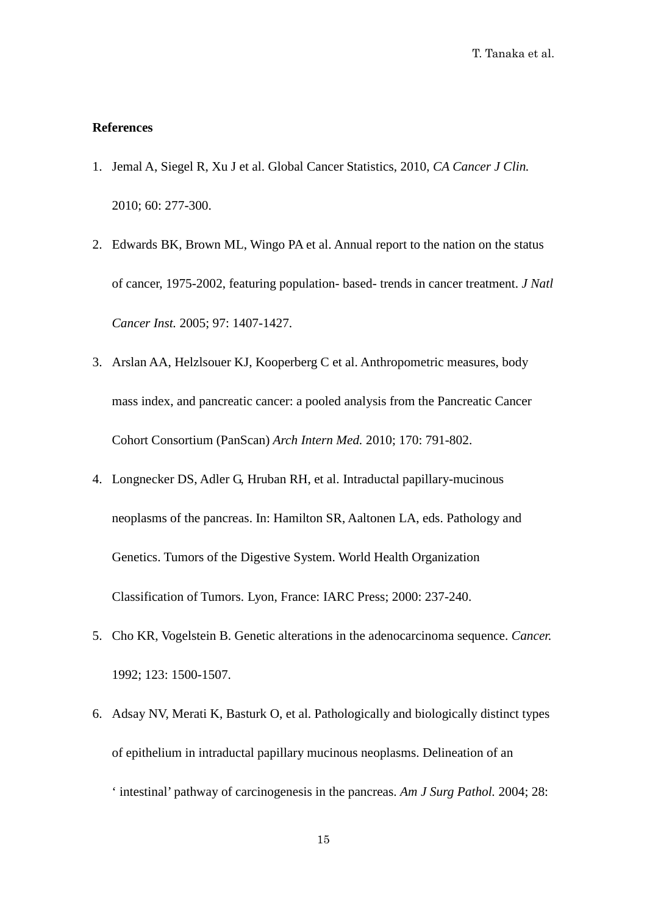**References**

1. Jemal A, Siegel R, Xu J et al. Global Cancer Statistics, 2010, *CA Cancer J Clin.* 2010; 60: 277-300.
2. Edwards BK, Brown ML, Wingo PA et al. Annual report to the nation on the status of cancer, 1975-2002, featuring population- based- trends in cancer treatment. *J Natl Cancer Inst.* 2005; 97: 1407-1427.
3. Arslan AA, Helzlsouer KJ, Kooperberg C et al. Anthropometric measures, body mass index, and pancreatic cancer: a pooled analysis from the Pancreatic Cancer Cohort Consortium (PanScan) *Arch Intern Med.* 2010; 170: 791-802.
4. Longnecker DS, Adler G, Hruban RH, et al. Intraductal papillary-mucinous neoplasms of the pancreas. In: Hamilton SR, Aaltonen LA, eds. Pathology and Genetics. Tumors of the Digestive System. World Health Organization Classification of Tumors. Lyon, France: IARC Press; 2000: 237-240.
5. Cho KR, Vogelstein B. Genetic alterations in the adenocarcinoma sequence. *Cancer.* 1992; 123: 1500-1507.
6. Adsay NV, Merati K, Basturk O, et al. Pathologically and biologically distinct types of epithelium in intraductal papillary mucinous neoplasms. Delineation of an ‘ intestinal’ pathway of carcinogenesis in the pancreas. *Am J Surg Pathol.* 2004; 28: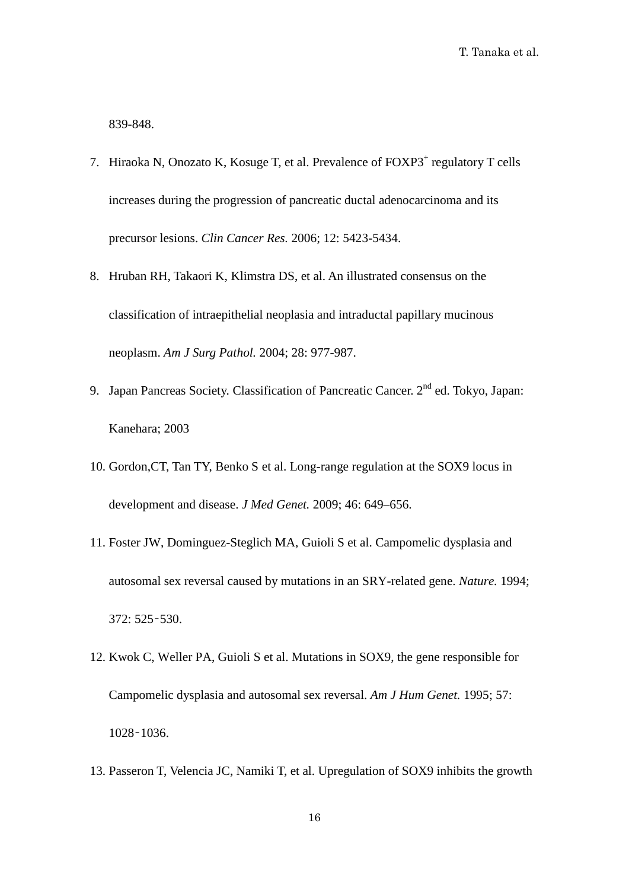839-848.

7. Hiraoka N, Onozato K, Kosuge T, et al. Prevalence of FOXP3$^{+}$ regulatory T cells increases during the progression of pancreatic ductal adenocarcinoma and its precursor lesions. *Clin Cancer Res.* 2006; 12: 5423-5434.
8. Hruban RH, Takaori K, Klimstra DS, et al. An illustrated consensus on the classification of intraepithelial neoplasia and intraductal papillary mucinous neoplasm. *Am J Surg Pathol.* 2004; 28: 977-987.
9. Japan Pancreas Society. Classification of Pancreatic Cancer. 2$^{nd}$ ed. Tokyo, Japan: Kanehara; 2003
10. Gordon,CT, Tan TY, Benko S et al. Long-range regulation at the SOX9 locus in development and disease. *J Med Genet.* 2009; 46: 649–656.
11. Foster JW, Dominguez-Steglich MA, Guioli S et al. Campomelic dysplasia and autosomal sex reversal caused by mutations in an SRY-related gene. *Nature.* 1994; 372: 525‑530.
12. Kwok C, Weller PA, Guioli S et al. Mutations in SOX9, the gene responsible for Campomelic dysplasia and autosomal sex reversal. *Am J Hum Genet.* 1995; 57: 1028‑1036.
13. Passeron T, Velencia JC, Namiki T, et al. Upregulation of SOX9 inhibits the growth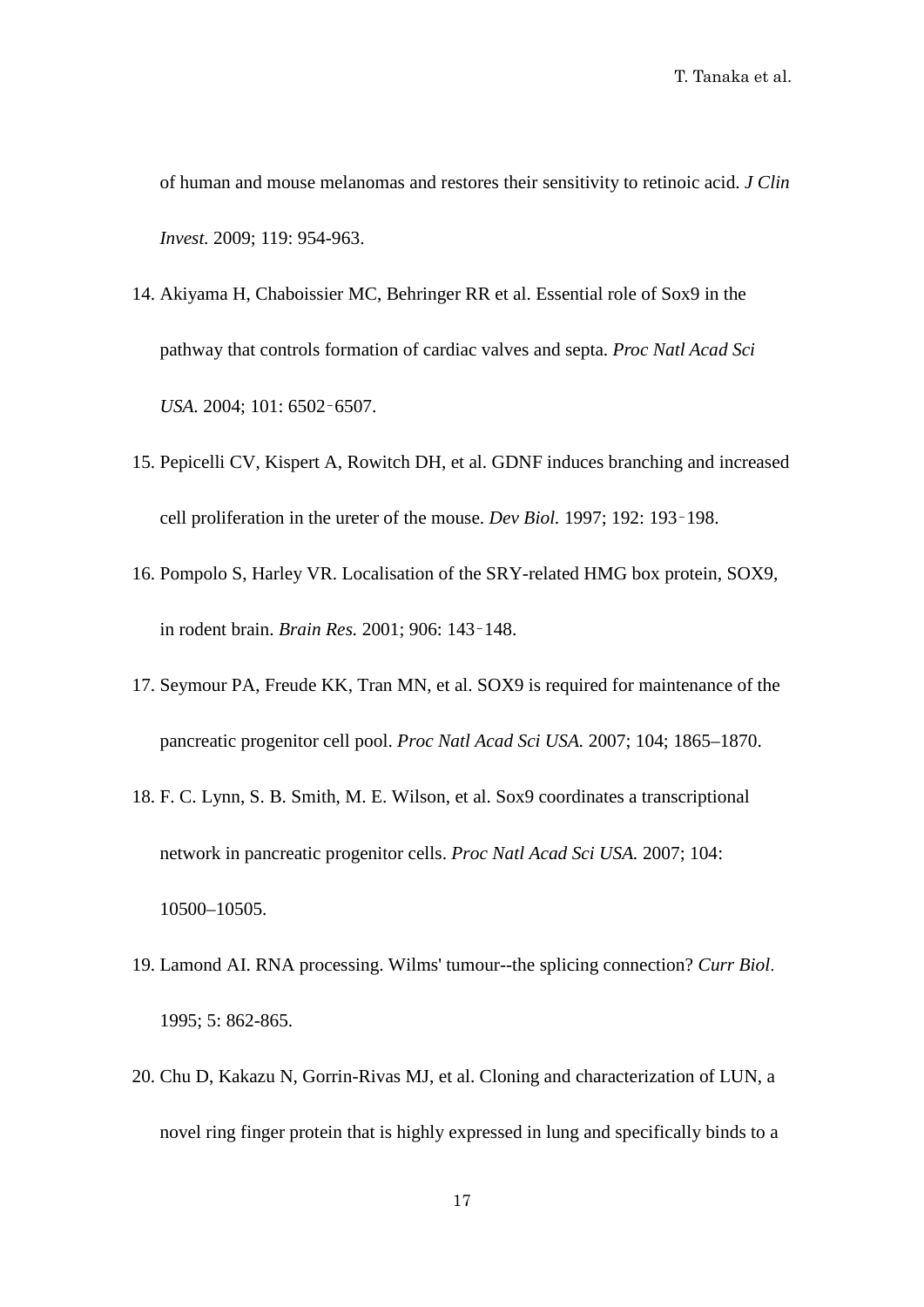of human and mouse melanomas and restores their sensitivity to retinoic acid. *J Clin Invest.* 2009; 119: 954-963.

14. Akiyama H, Chaboissier MC, Behringer RR et al. Essential role of Sox9 in the pathway that controls formation of cardiac valves and septa. *Proc Natl Acad Sci USA.* 2004; 101: 6502–6507.
15. Pepicelli CV, Kispert A, Rowitch DH, et al. GDNF induces branching and increased cell proliferation in the ureter of the mouse. *Dev Biol.* 1997; 192: 193–198.
16. Pompolo S, Harley VR. Localisation of the SRY-related HMG box protein, SOX9, in rodent brain. *Brain Res.* 2001; 906: 143–148.
17. Seymour PA, Freude KK, Tran MN, et al. SOX9 is required for maintenance of the pancreatic progenitor cell pool. *Proc Natl Acad Sci USA.* 2007; 104; 1865–1870.
18. F. C. Lynn, S. B. Smith, M. E. Wilson, et al. Sox9 coordinates a transcriptional network in pancreatic progenitor cells. *Proc Natl Acad Sci USA.* 2007; 104: 10500–10505.
19. Lamond AI. RNA processing. Wilms' tumour--the splicing connection? *Curr Biol*. 1995; 5: 862-865.
20. Chu D, Kakazu N, Gorrin-Rivas MJ, et al. Cloning and characterization of LUN, a novel ring finger protein that is highly expressed in lung and specifically binds to a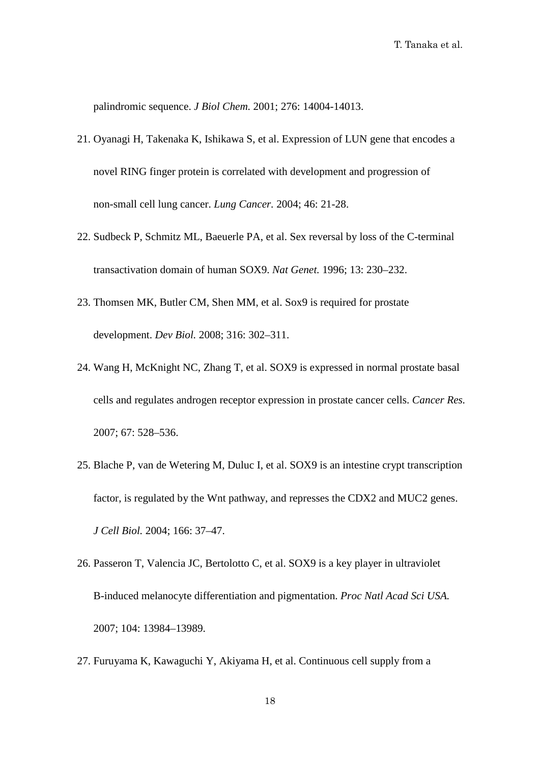palindromic sequence. *J Biol Chem.* 2001; 276: 14004-14013.

21. Oyanagi H, Takenaka K, Ishikawa S, et al. Expression of LUN gene that encodes a novel RING finger protein is correlated with development and progression of non-small cell lung cancer. *Lung Cancer.* 2004; 46: 21-28.
22. Sudbeck P, Schmitz ML, Baeuerle PA, et al. Sex reversal by loss of the C-terminal transactivation domain of human SOX9. *Nat Genet.* 1996; 13: 230–232.
23. Thomsen MK, Butler CM, Shen MM, et al. Sox9 is required for prostate development. *Dev Biol.* 2008; 316: 302–311.
24. Wang H, McKnight NC, Zhang T, et al. SOX9 is expressed in normal prostate basal cells and regulates androgen receptor expression in prostate cancer cells. *Cancer Res.* 2007; 67: 528–536.
25. Blache P, van de Wetering M, Duluc I, et al. SOX9 is an intestine crypt transcription factor, is regulated by the Wnt pathway, and represses the CDX2 and MUC2 genes. *J Cell Biol.* 2004; 166: 37–47.
26. Passeron T, Valencia JC, Bertolotto C, et al. SOX9 is a key player in ultraviolet B-induced melanocyte differentiation and pigmentation. *Proc Natl Acad Sci USA.* 2007; 104: 13984–13989.
27. Furuyama K, Kawaguchi Y, Akiyama H, et al. Continuous cell supply from a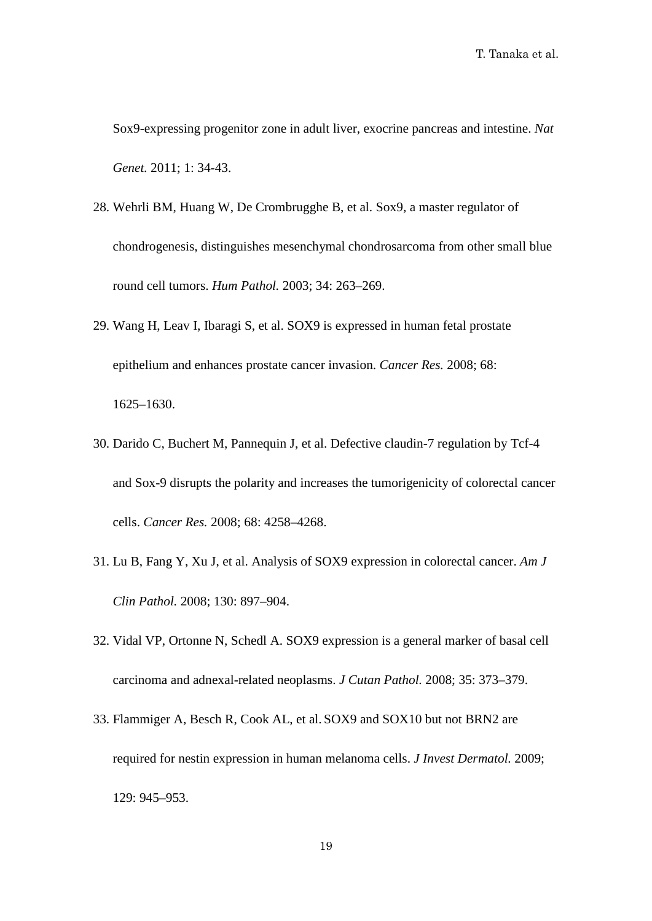Sox9-expressing progenitor zone in adult liver, exocrine pancreas and intestine. *Nat Genet.* 2011; 1: 34-43.

28. Wehrli BM, Huang W, De Crombrugghe B, et al. Sox9, a master regulator of chondrogenesis, distinguishes mesenchymal chondrosarcoma from other small blue round cell tumors. *Hum Pathol.* 2003; 34: 263–269.

29. Wang H, Leav I, Ibaragi S, et al. SOX9 is expressed in human fetal prostate epithelium and enhances prostate cancer invasion. *Cancer Res.* 2008; 68: 1625–1630.

30. Darido C, Buchert M, Pannequin J, et al. Defective claudin-7 regulation by Tcf-4 and Sox-9 disrupts the polarity and increases the tumorigenicity of colorectal cancer cells. *Cancer Res.* 2008; 68: 4258–4268.

31. Lu B, Fang Y, Xu J, et al. Analysis of SOX9 expression in colorectal cancer. *Am J Clin Pathol.* 2008; 130: 897–904.

32. Vidal VP, Ortonne N, Schedl A. SOX9 expression is a general marker of basal cell carcinoma and adnexal-related neoplasms. *J Cutan Pathol.* 2008; 35: 373–379.

33. Flammiger A, Besch R, Cook AL, et al. SOX9 and SOX10 but not BRN2 are required for nestin expression in human melanoma cells. *J Invest Dermatol.* 2009; 129: 945–953.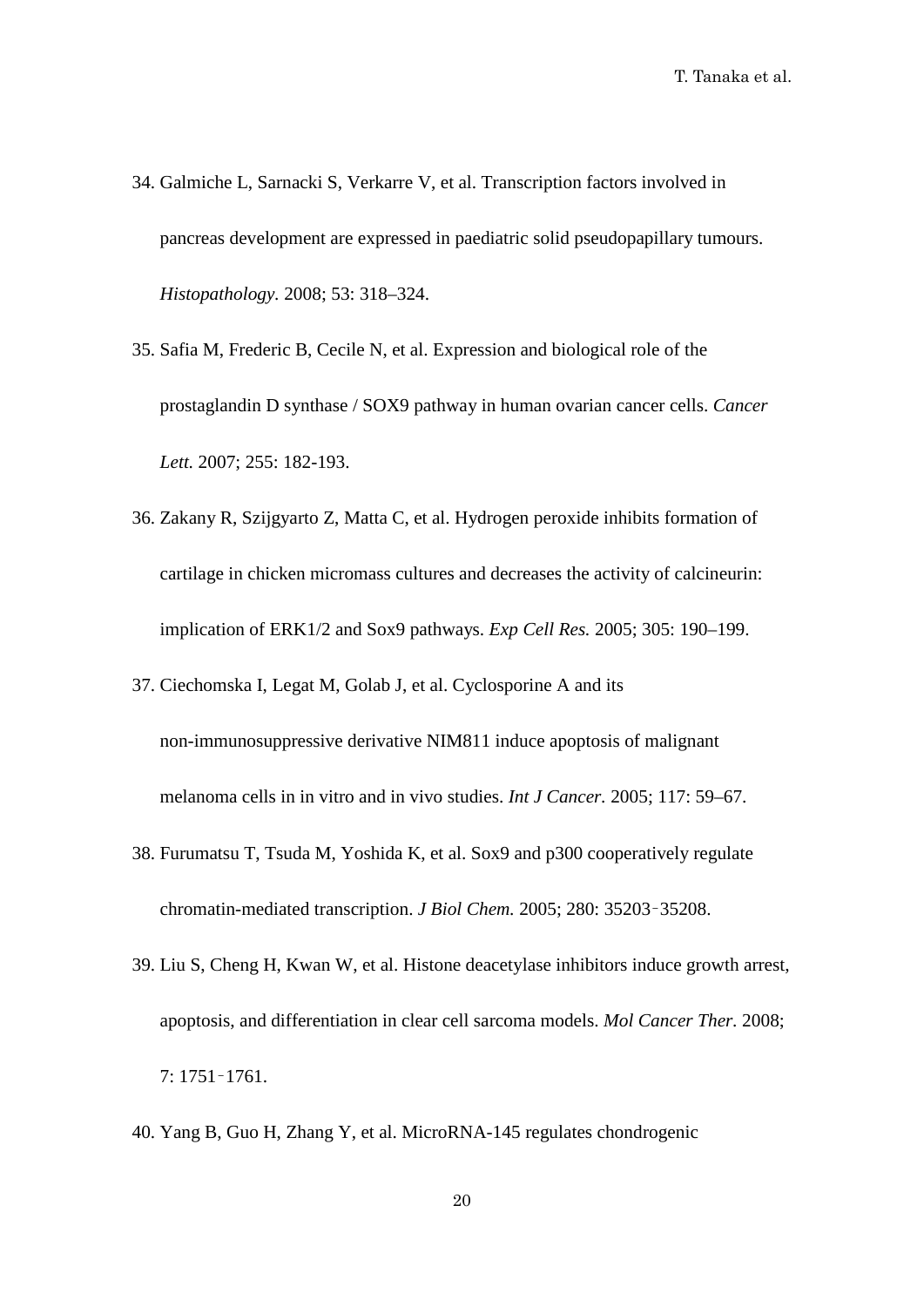34. Galmiche L, Sarnacki S, Verkarre V, et al. Transcription factors involved in pancreas development are expressed in paediatric solid pseudopapillary tumours. *Histopathology.* 2008; 53: 318–324.
35. Safia M, Frederic B, Cecile N, et al. Expression and biological role of the prostaglandin D synthase / SOX9 pathway in human ovarian cancer cells. *Cancer Lett.* 2007; 255: 182-193.
36. Zakany R, Szijgyarto Z, Matta C, et al. Hydrogen peroxide inhibits formation of cartilage in chicken micromass cultures and decreases the activity of calcineurin: implication of ERK1/2 and Sox9 pathways. *Exp Cell Res.* 2005; 305: 190–199.
37. Ciechomska I, Legat M, Golab J, et al. Cyclosporine A and its non-immunosuppressive derivative NIM811 induce apoptosis of malignant melanoma cells in in vitro and in vivo studies. *Int J Cancer.* 2005; 117: 59–67.
38. Furumatsu T, Tsuda M, Yoshida K, et al. Sox9 and p300 cooperatively regulate chromatin-mediated transcription. *J Biol Chem.* 2005; 280: 35203‑35208.
39. Liu S, Cheng H, Kwan W, et al. Histone deacetylase inhibitors induce growth arrest, apoptosis, and differentiation in clear cell sarcoma models. *Mol Cancer Ther.* 2008; 7: 1751‑1761.
40. Yang B, Guo H, Zhang Y, et al. MicroRNA-145 regulates chondrogenic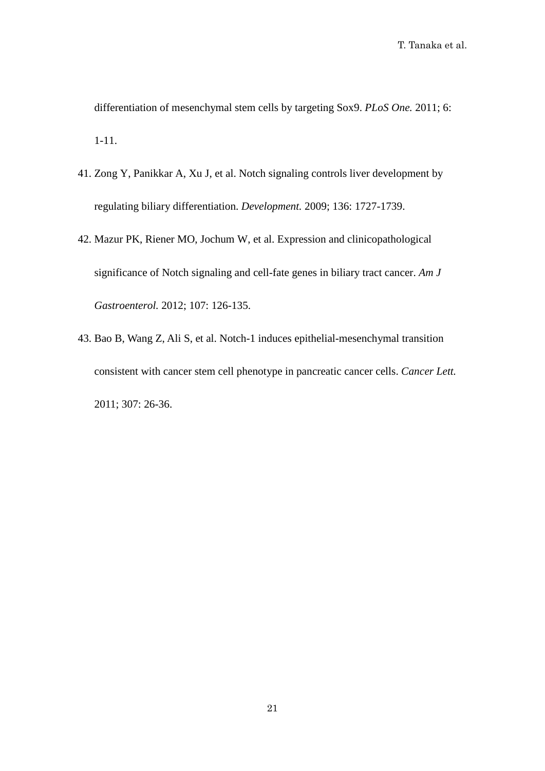differentiation of mesenchymal stem cells by targeting Sox9. *PLoS One.* 2011; 6: 1-11.

41. Zong Y, Panikkar A, Xu J, et al. Notch signaling controls liver development by regulating biliary differentiation. *Development.* 2009; 136: 1727-1739.

42. Mazur PK, Riener MO, Jochum W, et al. Expression and clinicopathological significance of Notch signaling and cell-fate genes in biliary tract cancer. *Am J Gastroenterol.* 2012; 107: 126-135.

43. Bao B, Wang Z, Ali S, et al. Notch-1 induces epithelial-mesenchymal transition consistent with cancer stem cell phenotype in pancreatic cancer cells. *Cancer Lett.* 2011; 307: 26-36.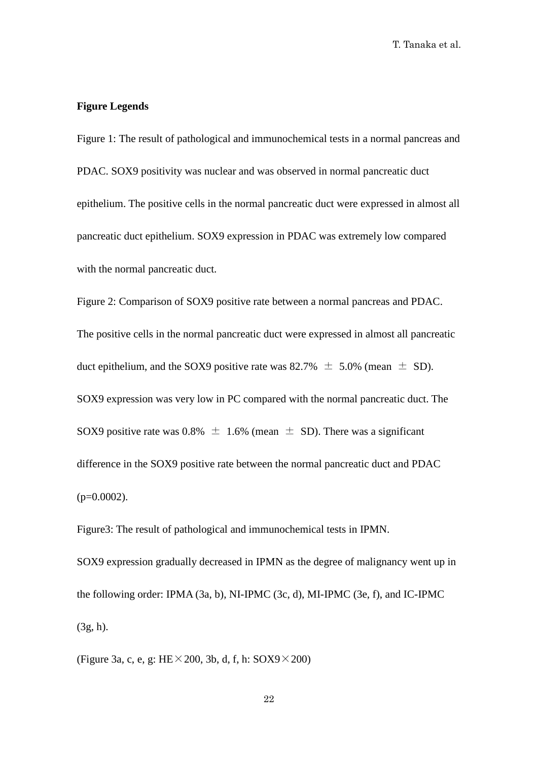**Figure Legends**

Figure 1: The result of pathological and immunochemical tests in a normal pancreas and PDAC. SOX9 positivity was nuclear and was observed in normal pancreatic duct epithelium. The positive cells in the normal pancreatic duct were expressed in almost all pancreatic duct epithelium. SOX9 expression in PDAC was extremely low compared with the normal pancreatic duct.

Figure 2: Comparison of SOX9 positive rate between a normal pancreas and PDAC. The positive cells in the normal pancreatic duct were expressed in almost all pancreatic duct epithelium, and the SOX9 positive rate was 82.7% ± 5.0% (mean ± SD). SOX9 expression was very low in PC compared with the normal pancreatic duct. The SOX9 positive rate was 0.8% ± 1.6% (mean ± SD). There was a significant difference in the SOX9 positive rate between the normal pancreatic duct and PDAC ($p=0.0002$).

Figure3: The result of pathological and immunochemical tests in IPMN.

SOX9 expression gradually decreased in IPMN as the degree of malignancy went up in the following order: IPMA (3a, b), NI-IPMC (3c, d), MI-IPMC (3e, f), and IC-IPMC (3g, h).

(Figure 3a, c, e, g: HE×200, 3b, d, f, h: SOX9×200)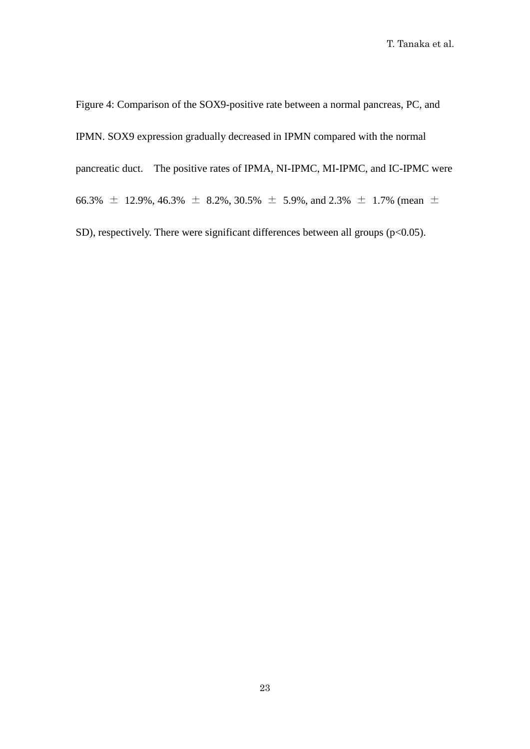Figure 4: Comparison of the SOX9-positive rate between a normal pancreas, PC, and IPMN. SOX9 expression gradually decreased in IPMN compared with the normal pancreatic duct. The positive rates of IPMA, NI-IPMC, MI-IPMC, and IC-IPMC were 66.3% ± 12.9%, 46.3% ± 8.2%, 30.5% ± 5.9%, and 2.3% ± 1.7% (mean ± SD), respectively. There were significant differences between all groups ($p<0.05$).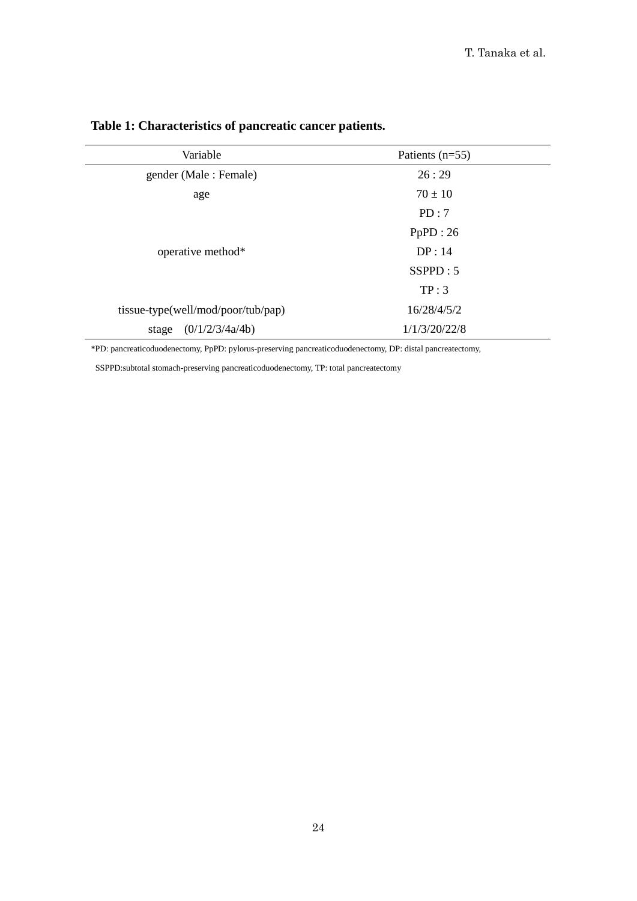**Table 1: Characteristics of pancreatic cancer patients.**

| Variable | Patients (n=55) |
|---|---|
| gender (Male : Female) | 26 : 29 |
| age | 70 ± 10 |
| operative method* | PD : 7 |
| | PpPD : 26 |
| | DP : 14 |
| | SSPPD : 5 |
| | TP : 3 |
| tissue-type(well/mod/poor/tub/pap) | 16/28/4/5/2 |
| stage (0/1/2/3/4a/4b) | 1/1/3/20/22/8 |

*PD: pancreaticoduodenectomy, PpPD: pylorus-preserving pancreaticoduodenectomy, DP: distal pancreatectomy, SSPPD:subtotal stomach-preserving pancreaticoduodenectomy, TP: total pancreatectomy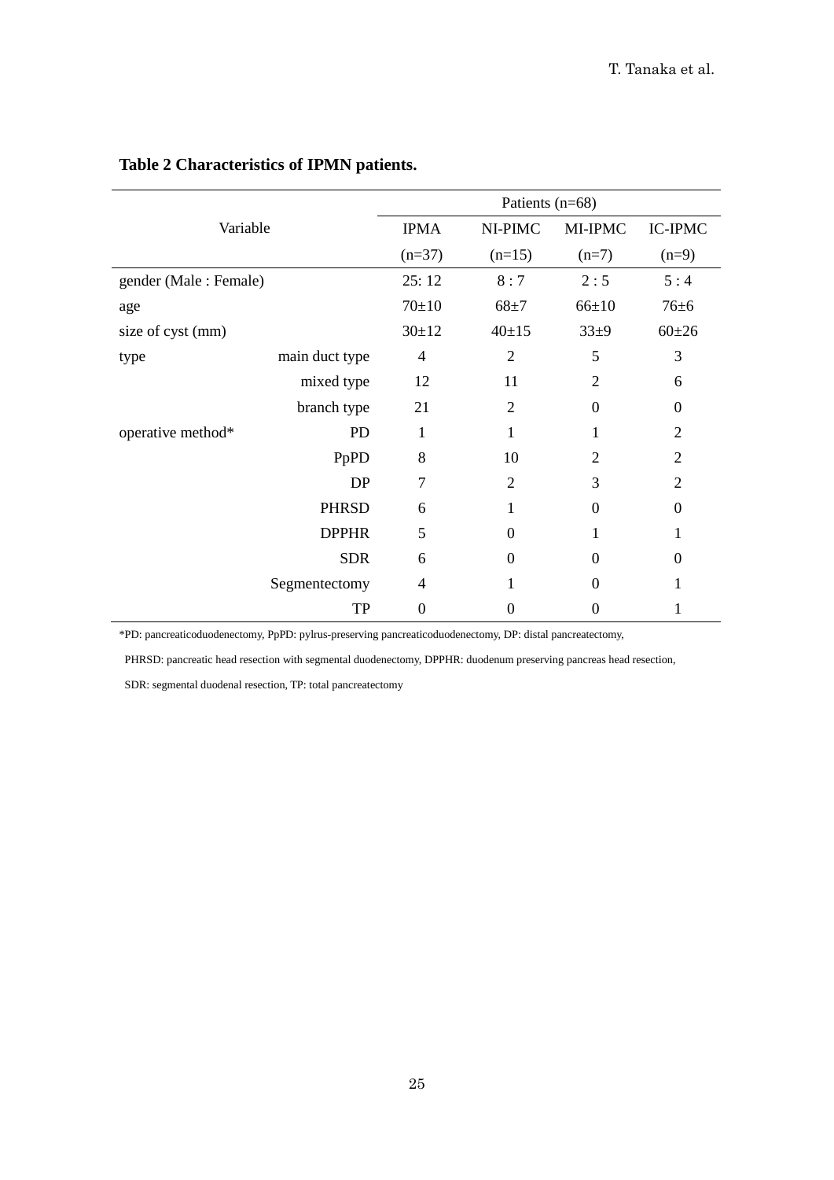**Table 2 Characteristics of IPMN patients.**

| Variable | | Patients (n=68) | | | |
|---|---|---|---|---|---|
| | | IPMA (n=37) | NI-PIMC (n=15) | MI-IPMC (n=7) | IC-IPMC (n=9) |
| gender (Male : Female) | | 25: 12 | 8 : 7 | 2 : 5 | 5 : 4 |
| age | | 70±10 | 68±7 | 66±10 | 76±6 |
| size of cyst (mm) | | 30±12 | 40±15 | 33±9 | 60±26 |
| type | main duct type | 4 | 2 | 5 | 3 |
| | mixed type | 12 | 11 | 2 | 6 |
| | branch type | 21 | 2 | 0 | 0 |
| operative method* | PD | 1 | 1 | 1 | 2 |
| | PpPD | 8 | 10 | 2 | 2 |
| | DP | 7 | 2 | 3 | 2 |
| | PHRSD | 6 | 1 | 0 | 0 |
| | DPPHR | 5 | 0 | 1 | 1 |
| | SDR | 6 | 0 | 0 | 0 |
| | Segmentectomy | 4 | 1 | 0 | 1 |
| | TP | 0 | 0 | 0 | 1 |

*PD: pancreaticoduodenectomy, PpPD: pylrus-preserving pancreaticoduodenectomy, DP: distal pancreatectomy, PHRSD: pancreatic head resection with segmental duodenectomy, DPPHR: duodenum preserving pancreas head resection, SDR: segmental duodenal resection, TP: total pancreatectomy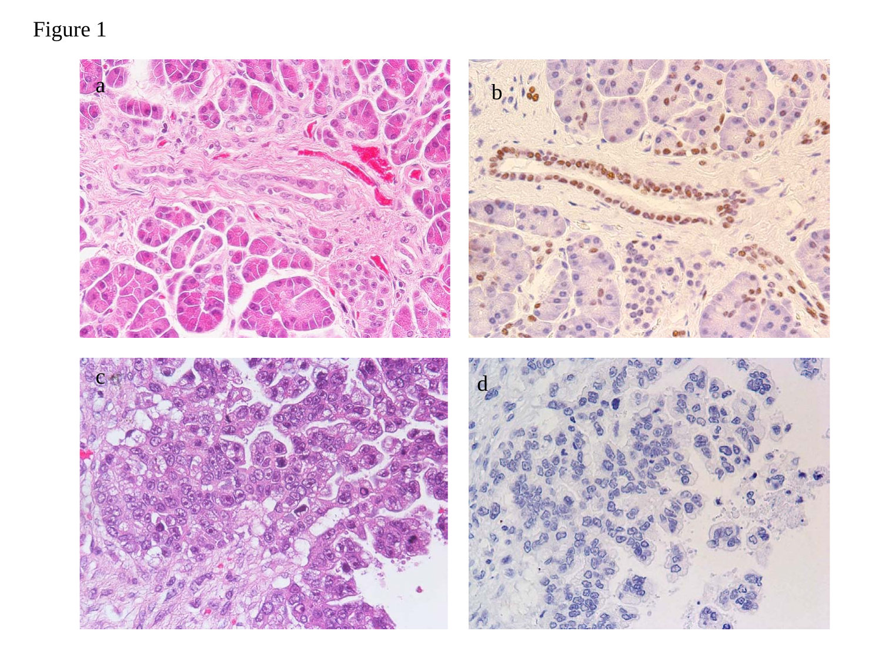Figure 1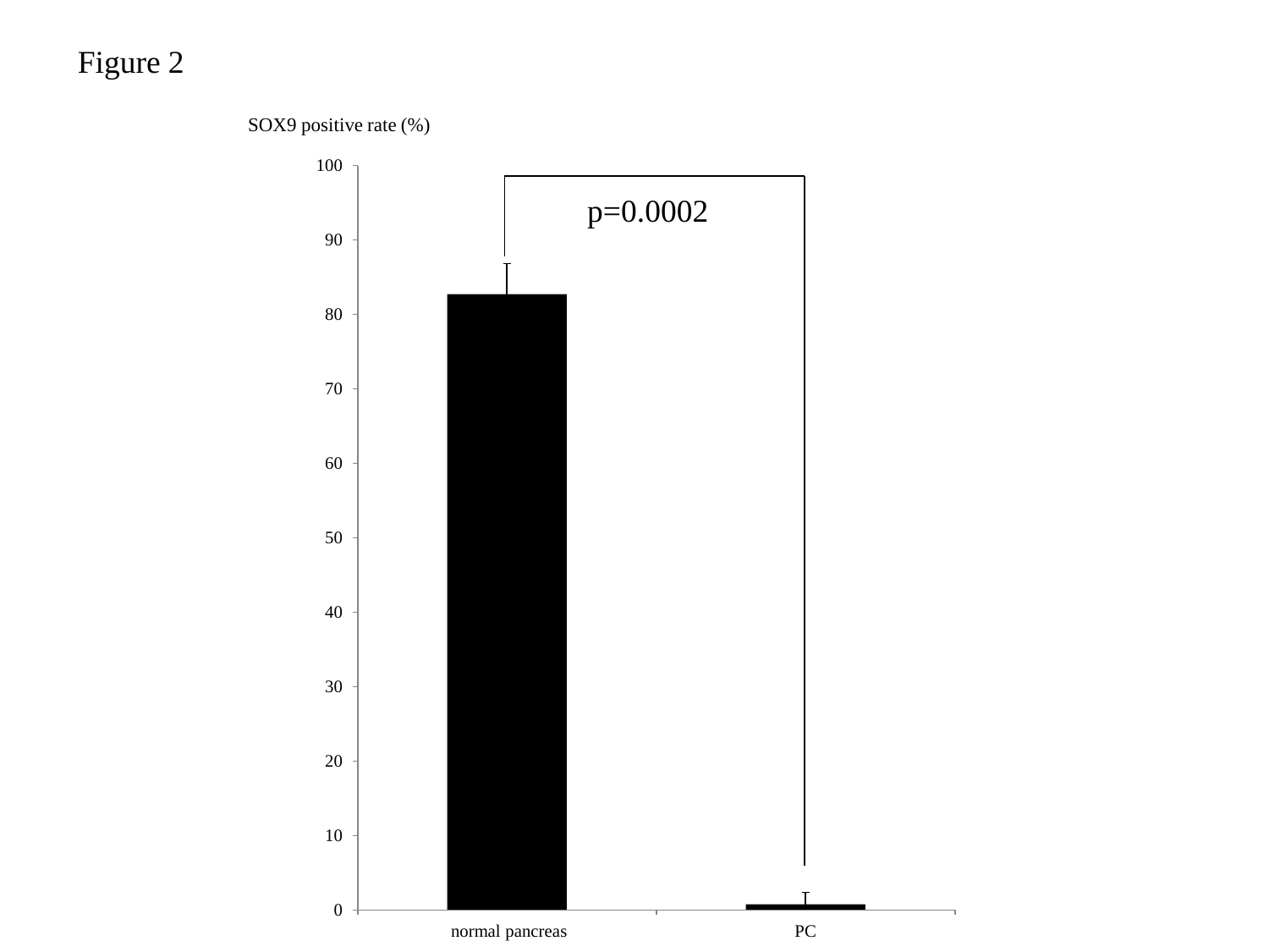Figure 2

SOX9 positive rate (%)

100
90
80
70
60
50
40
30
20
10
0

p=0.0002

normal pancreas

PC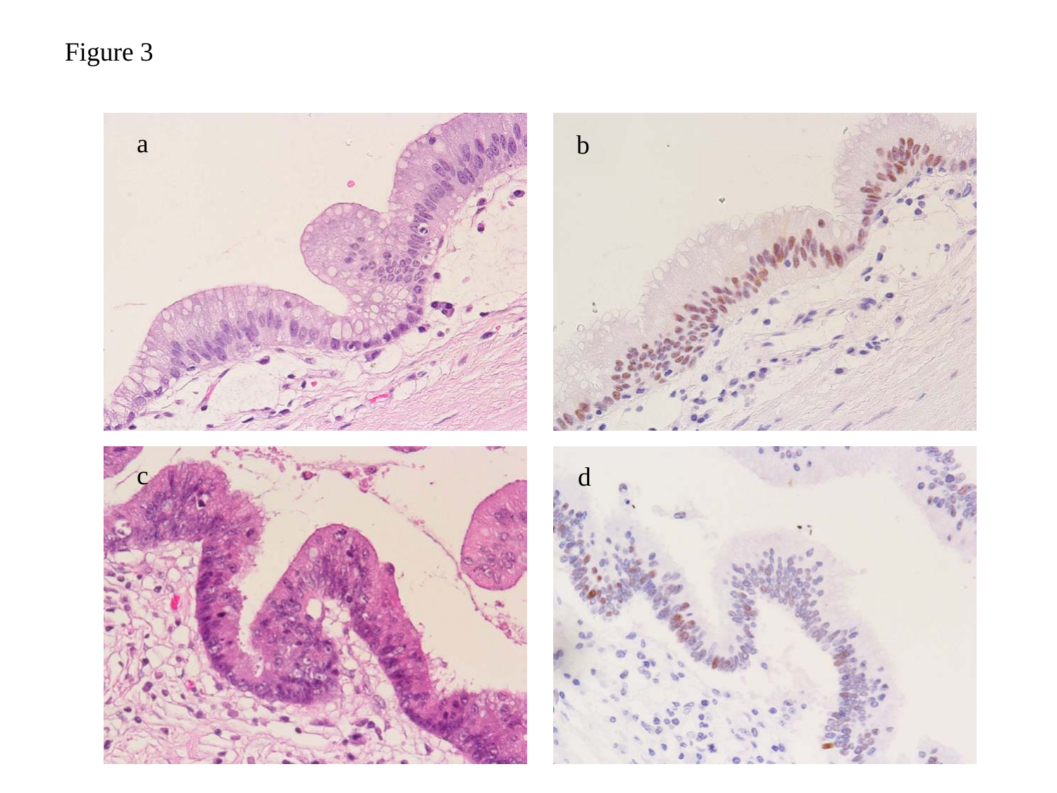Figure 3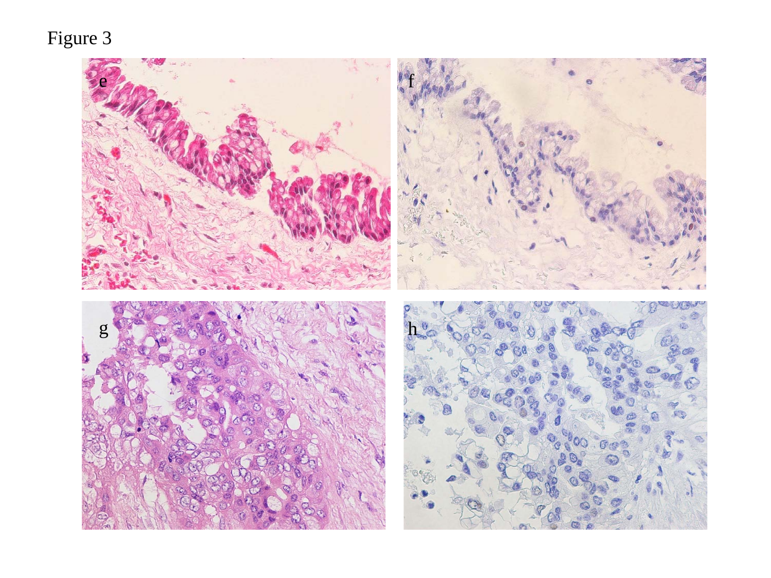Figure 3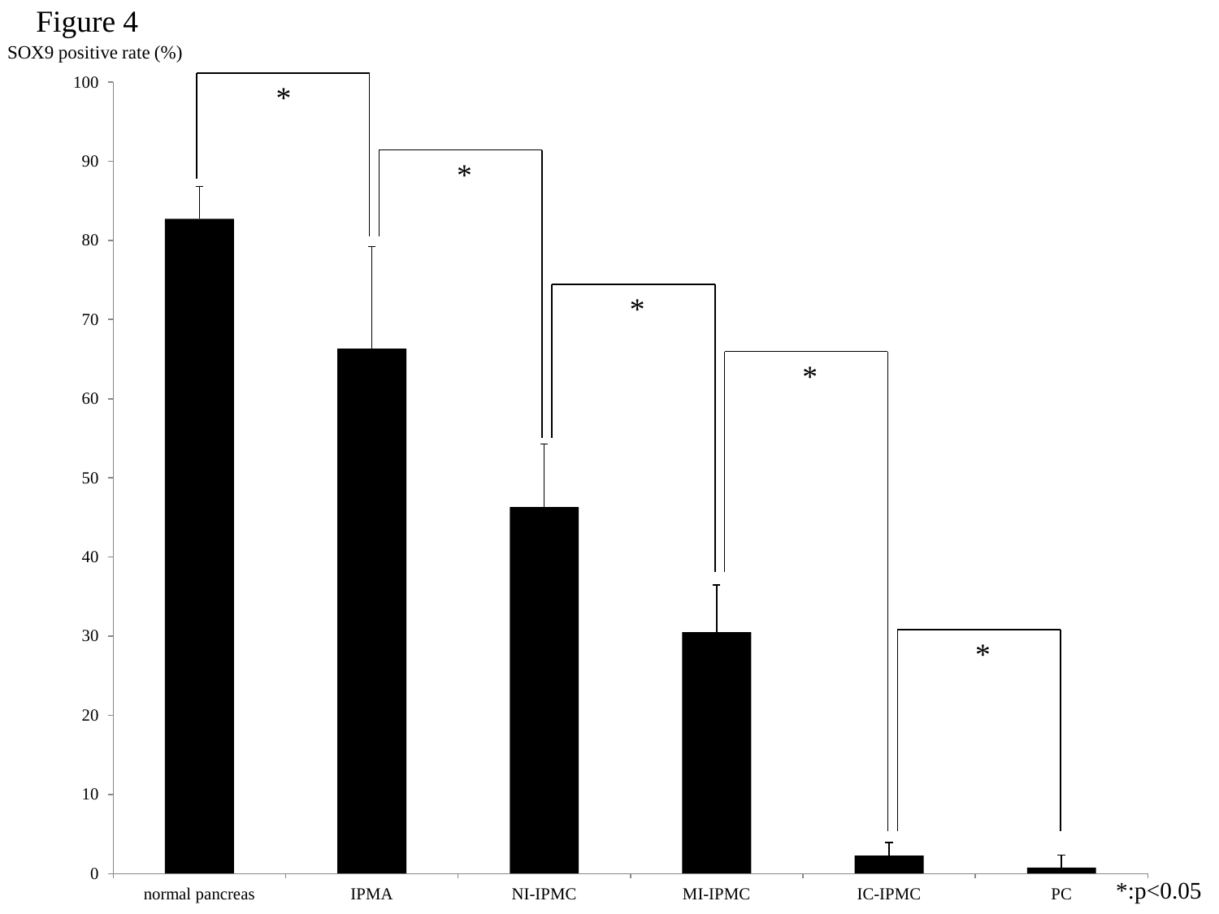Figure 4

SOX9 positive rate (%)

100

90

80

70

60

50

40

30

20

10

0

*

*

*

*

*

normal pancreas

IPMA

NI-IPMC

MI-IPMC

IC-IPMC

PC

*:p<0.05